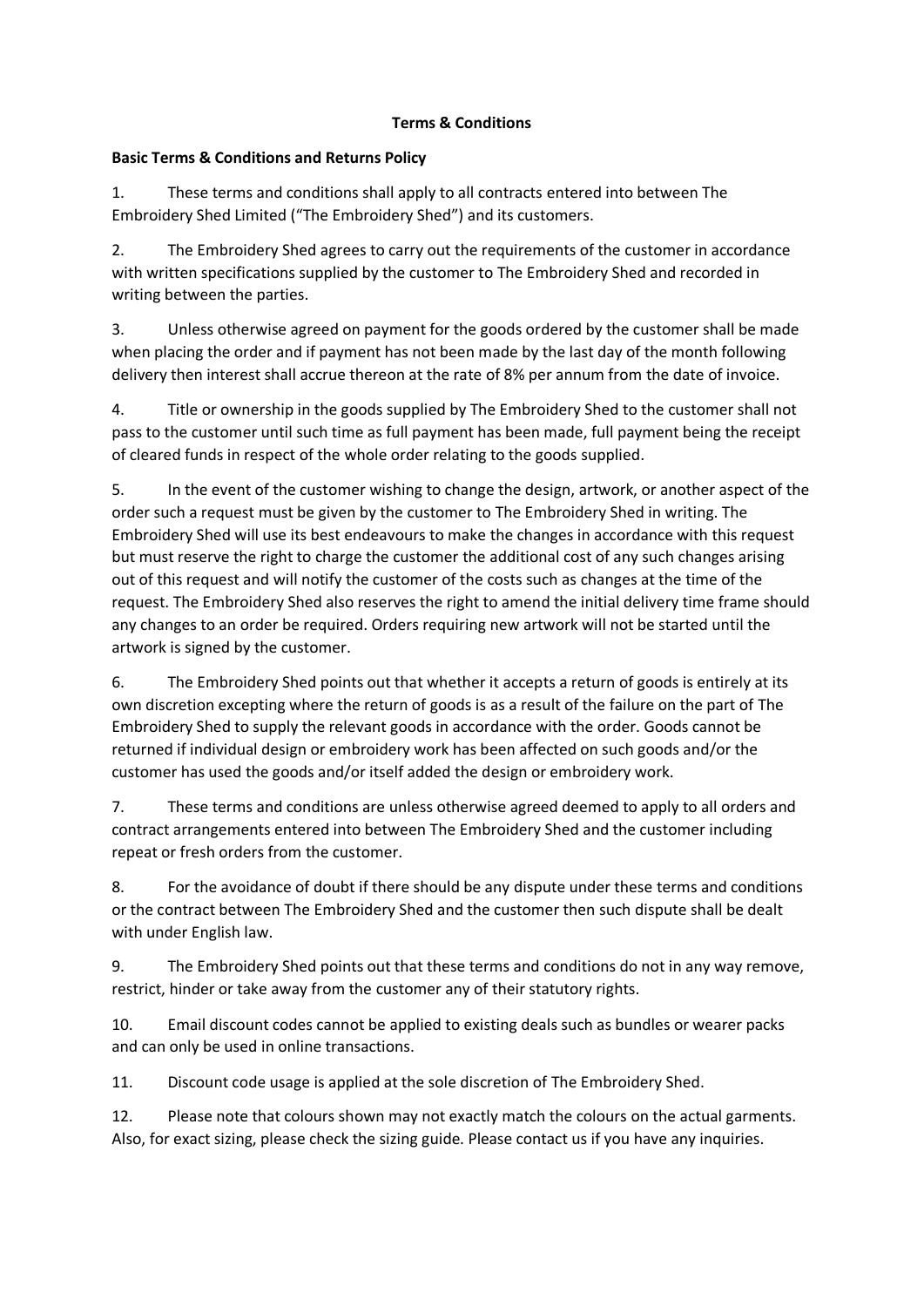# Terms & Conditions

**Basic Terms & Conditions and Returns Policy**

1. These terms and conditions shall apply to all contracts entered into between The Embroidery Shed Limited ("The Embroidery Shed") and its customers.

2. The Embroidery Shed agrees to carry out the requirements of the customer in accordance with written specifications supplied by the customer to The Embroidery Shed and recorded in writing between the parties.

3. Unless otherwise agreed on payment for the goods ordered by the customer shall be made when placing the order and if payment has not been made by the last day of the month following delivery then interest shall accrue thereon at the rate of 8% per annum from the date of invoice.

4. Title or ownership in the goods supplied by The Embroidery Shed to the customer shall not pass to the customer until such time as full payment has been made, full payment being the receipt of cleared funds in respect of the whole order relating to the goods supplied.

5. In the event of the customer wishing to change the design, artwork, or another aspect of the order such a request must be given by the customer to The Embroidery Shed in writing. The Embroidery Shed will use its best endeavours to make the changes in accordance with this request but must reserve the right to charge the customer the additional cost of any such changes arising out of this request and will notify the customer of the costs such as changes at the time of the request. The Embroidery Shed also reserves the right to amend the initial delivery time frame should any changes to an order be required. Orders requiring new artwork will not be started until the artwork is signed by the customer.

6. The Embroidery Shed points out that whether it accepts a return of goods is entirely at its own discretion excepting where the return of goods is as a result of the failure on the part of The Embroidery Shed to supply the relevant goods in accordance with the order. Goods cannot be returned if individual design or embroidery work has been affected on such goods and/or the customer has used the goods and/or itself added the design or embroidery work.

7. These terms and conditions are unless otherwise agreed deemed to apply to all orders and contract arrangements entered into between The Embroidery Shed and the customer including repeat or fresh orders from the customer.

8. For the avoidance of doubt if there should be any dispute under these terms and conditions or the contract between The Embroidery Shed and the customer then such dispute shall be dealt with under English law.

9. The Embroidery Shed points out that these terms and conditions do not in any way remove, restrict, hinder or take away from the customer any of their statutory rights.

10. Email discount codes cannot be applied to existing deals such as bundles or wearer packs and can only be used in online transactions.

11. Discount code usage is applied at the sole discretion of The Embroidery Shed.

12. Please note that colours shown may not exactly match the colours on the actual garments. Also, for exact sizing, please check the sizing guide. Please contact us if you have any inquiries.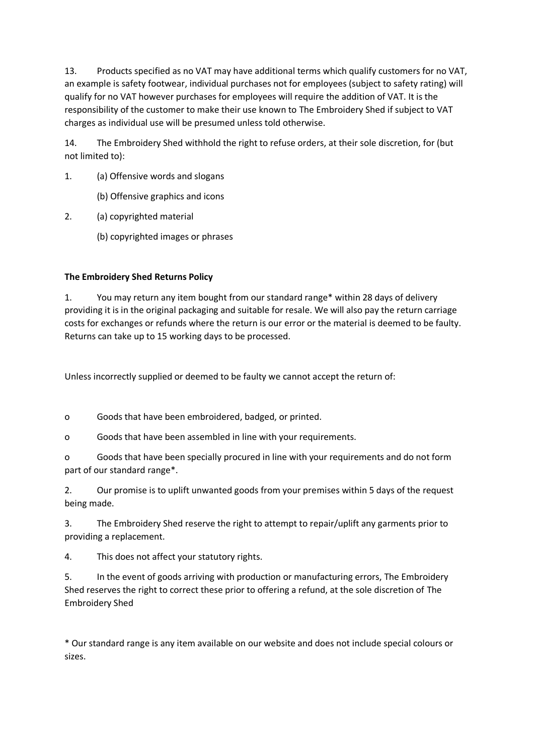13. Products specified as no VAT may have additional terms which qualify customers for no VAT, an example is safety footwear, individual purchases not for employees (subject to safety rating) will qualify for no VAT however purchases for employees will require the addition of VAT. It is the responsibility of the customer to make their use known to The Embroidery Shed if subject to VAT charges as individual use will be presumed unless told otherwise.

14. The Embroidery Shed withhold the right to refuse orders, at their sole discretion, for (but not limited to):

1. (a) Offensive words and slogans

   (b) Offensive graphics and icons

2. (a) copyrighted material

   (b) copyrighted images or phrases

**The Embroidery Shed Returns Policy**

1. You may return any item bought from our standard range* within 28 days of delivery providing it is in the original packaging and suitable for resale. We will also pay the return carriage costs for exchanges or refunds where the return is our error or the material is deemed to be faulty. Returns can take up to 15 working days to be processed.

Unless incorrectly supplied or deemed to be faulty we cannot accept the return of:

- Goods that have been embroidered, badged, or printed.
- Goods that have been assembled in line with your requirements.
- Goods that have been specially procured in line with your requirements and do not form part of our standard range*.

2. Our promise is to uplift unwanted goods from your premises within 5 days of the request being made.

3. The Embroidery Shed reserve the right to attempt to repair/uplift any garments prior to providing a replacement.

4. This does not affect your statutory rights.

5. In the event of goods arriving with production or manufacturing errors, The Embroidery Shed reserves the right to correct these prior to offering a refund, at the sole discretion of The Embroidery Shed

* Our standard range is any item available on our website and does not include special colours or sizes.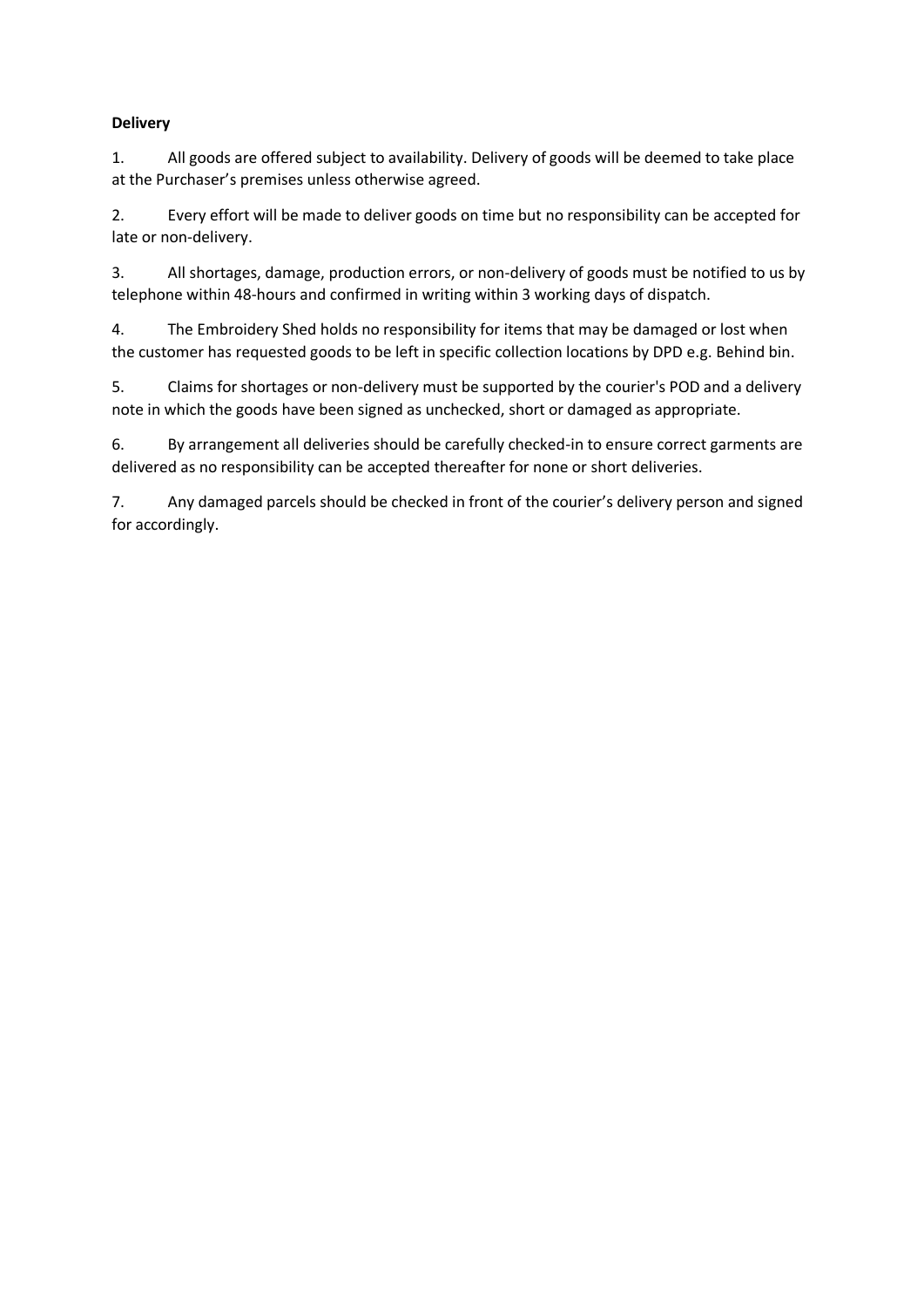**Delivery**

1. All goods are offered subject to availability. Delivery of goods will be deemed to take place at the Purchaser's premises unless otherwise agreed.

2. Every effort will be made to deliver goods on time but no responsibility can be accepted for late or non-delivery.

3. All shortages, damage, production errors, or non-delivery of goods must be notified to us by telephone within 48-hours and confirmed in writing within 3 working days of dispatch.

4. The Embroidery Shed holds no responsibility for items that may be damaged or lost when the customer has requested goods to be left in specific collection locations by DPD e.g. Behind bin.

5. Claims for shortages or non-delivery must be supported by the courier's POD and a delivery note in which the goods have been signed as unchecked, short or damaged as appropriate.

6. By arrangement all deliveries should be carefully checked-in to ensure correct garments are delivered as no responsibility can be accepted thereafter for none or short deliveries.

7. Any damaged parcels should be checked in front of the courier's delivery person and signed for accordingly.